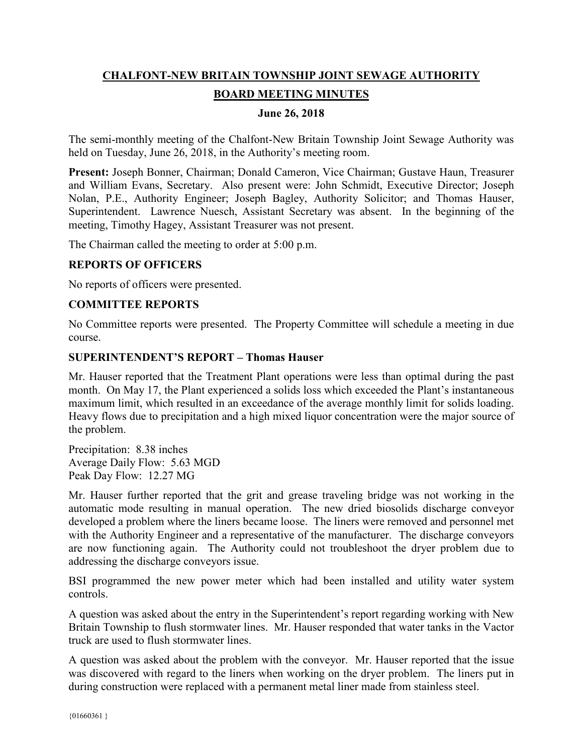# CHALFONT-NEW BRITAIN TOWNSHIP JOINT SEWAGE AUTHORITY

## BOARD MEETING MINUTES

### June 26, 2018

The semi-monthly meeting of the Chalfont-New Britain Township Joint Sewage Authority was held on Tuesday, June 26, 2018, in the Authority's meeting room.

**Present:** Joseph Bonner, Chairman; Donald Cameron, Vice Chairman; Gustave Haun, Treasurer and William Evans, Secretary. Also present were: John Schmidt, Executive Director; Joseph Nolan, P.E., Authority Engineer; Joseph Bagley, Authority Solicitor; and Thomas Hauser, Superintendent. Lawrence Nuesch, Assistant Secretary was absent. In the beginning of the meeting, Timothy Hagey, Assistant Treasurer was not present.

The Chairman called the meeting to order at 5:00 p.m.

### REPORTS OF OFFICERS

No reports of officers were presented.

### COMMITTEE REPORTS

No Committee reports were presented. The Property Committee will schedule a meeting in due course.

### SUPERINTENDENT'S REPORT – Thomas Hauser

Mr. Hauser reported that the Treatment Plant operations were less than optimal during the past month. On May 17, the Plant experienced a solids loss which exceeded the Plant's instantaneous maximum limit, which resulted in an exceedance of the average monthly limit for solids loading. Heavy flows due to precipitation and a high mixed liquor concentration were the major source of the problem.

Precipitation: 8.38 inches
Average Daily Flow: 5.63 MGD
Peak Day Flow: 12.27 MG

Mr. Hauser further reported that the grit and grease traveling bridge was not working in the automatic mode resulting in manual operation. The new dried biosolids discharge conveyor developed a problem where the liners became loose. The liners were removed and personnel met with the Authority Engineer and a representative of the manufacturer. The discharge conveyors are now functioning again. The Authority could not troubleshoot the dryer problem due to addressing the discharge conveyors issue.

BSI programmed the new power meter which had been installed and utility water system controls.

A question was asked about the entry in the Superintendent's report regarding working with New Britain Township to flush stormwater lines. Mr. Hauser responded that water tanks in the Vactor truck are used to flush stormwater lines.

A question was asked about the problem with the conveyor. Mr. Hauser reported that the issue was discovered with regard to the liners when working on the dryer problem. The liners put in during construction were replaced with a permanent metal liner made from stainless steel.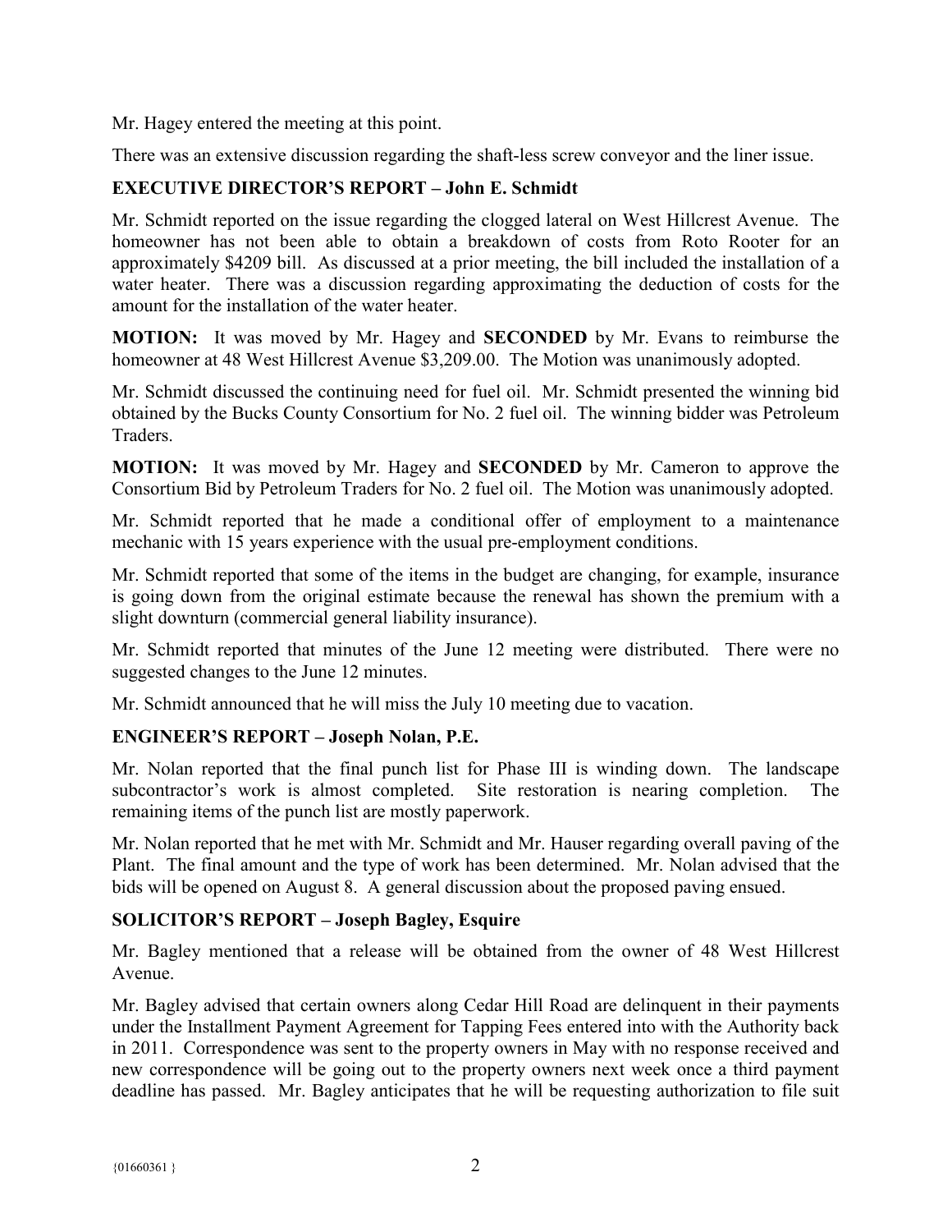Mr. Hagey entered the meeting at this point.

There was an extensive discussion regarding the shaft-less screw conveyor and the liner issue.

## EXECUTIVE DIRECTOR'S REPORT – John E. Schmidt

Mr. Schmidt reported on the issue regarding the clogged lateral on West Hillcrest Avenue. The homeowner has not been able to obtain a breakdown of costs from Roto Rooter for an approximately $4209 bill. As discussed at a prior meeting, the bill included the installation of a water heater. There was a discussion regarding approximating the deduction of costs for the amount for the installation of the water heater.

**MOTION:** It was moved by Mr. Hagey and **SECONDED** by Mr. Evans to reimburse the homeowner at 48 West Hillcrest Avenue $3,209.00. The Motion was unanimously adopted.

Mr. Schmidt discussed the continuing need for fuel oil. Mr. Schmidt presented the winning bid obtained by the Bucks County Consortium for No. 2 fuel oil. The winning bidder was Petroleum Traders.

**MOTION:** It was moved by Mr. Hagey and **SECONDED** by Mr. Cameron to approve the Consortium Bid by Petroleum Traders for No. 2 fuel oil. The Motion was unanimously adopted.

Mr. Schmidt reported that he made a conditional offer of employment to a maintenance mechanic with 15 years experience with the usual pre-employment conditions.

Mr. Schmidt reported that some of the items in the budget are changing, for example, insurance is going down from the original estimate because the renewal has shown the premium with a slight downturn (commercial general liability insurance).

Mr. Schmidt reported that minutes of the June 12 meeting were distributed. There were no suggested changes to the June 12 minutes.

Mr. Schmidt announced that he will miss the July 10 meeting due to vacation.

## ENGINEER'S REPORT – Joseph Nolan, P.E.

Mr. Nolan reported that the final punch list for Phase III is winding down. The landscape subcontractor's work is almost completed. Site restoration is nearing completion. The remaining items of the punch list are mostly paperwork.

Mr. Nolan reported that he met with Mr. Schmidt and Mr. Hauser regarding overall paving of the Plant. The final amount and the type of work has been determined. Mr. Nolan advised that the bids will be opened on August 8. A general discussion about the proposed paving ensued.

## SOLICITOR'S REPORT – Joseph Bagley, Esquire

Mr. Bagley mentioned that a release will be obtained from the owner of 48 West Hillcrest Avenue.

Mr. Bagley advised that certain owners along Cedar Hill Road are delinquent in their payments under the Installment Payment Agreement for Tapping Fees entered into with the Authority back in 2011. Correspondence was sent to the property owners in May with no response received and new correspondence will be going out to the property owners next week once a third payment deadline has passed. Mr. Bagley anticipates that he will be requesting authorization to file suit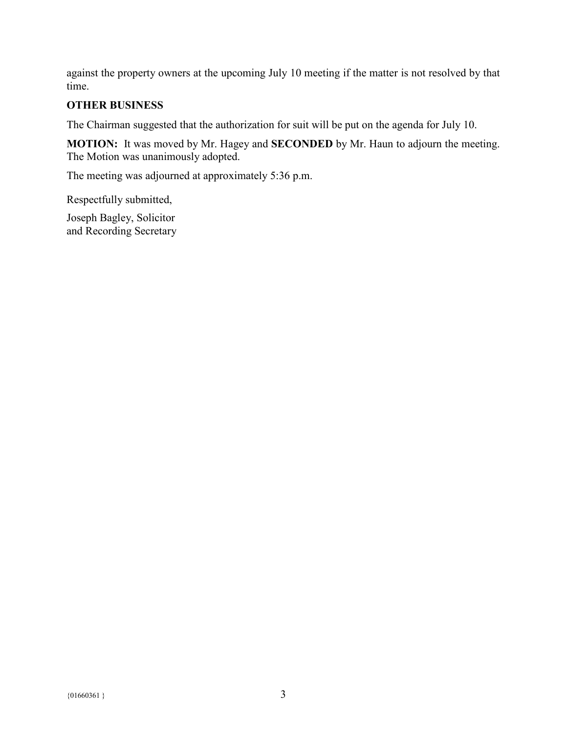against the property owners at the upcoming July 10 meeting if the matter is not resolved by that time.

**OTHER BUSINESS**

The Chairman suggested that the authorization for suit will be put on the agenda for July 10.

**MOTION:** It was moved by Mr. Hagey and **SECONDED** by Mr. Haun to adjourn the meeting. The Motion was unanimously adopted.

The meeting was adjourned at approximately 5:36 p.m.

Respectfully submitted,

Joseph Bagley, Solicitor
and Recording Secretary

{01660361 }